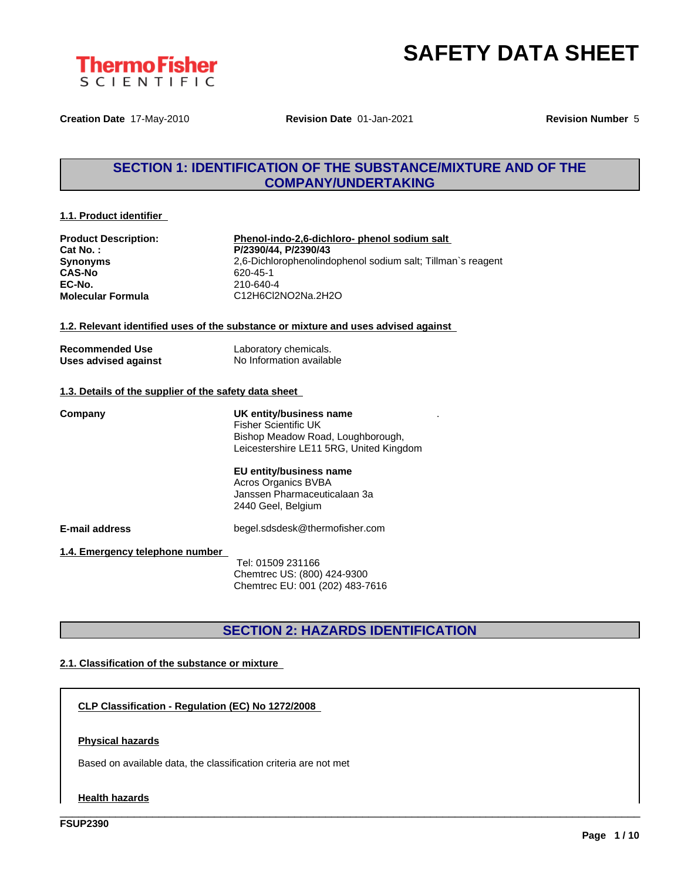# SAFETY DATA SHEET

**Creation Date** 17-May-2010 **Revision Date** 01-Jan-2021 **Revision Number** 5

## SECTION 1: IDENTIFICATION OF THE SUBSTANCE/MIXTURE AND OF THE COMPANY/UNDERTAKING

### 1.1. Product identifier

| | |
|---|---|
| **Product Description:** | **Phenol-indo-2,6-dichloro- phenol sodium salt** |
| **Cat No. :** | **P/2390/44, P/2390/43** |
| **Synonyms** | 2,6-Dichlorophenolindophenol sodium salt; Tillman`s reagent |
| **CAS-No** | 620-45-1 |
| **EC-No.** | 210-640-4 |
| **Molecular Formula** | C12H6Cl2NO2Na.2H2O |

### 1.2. Relevant identified uses of the substance or mixture and uses advised against

| | |
|---|---|
| **Recommended Use** | Laboratory chemicals. |
| **Uses advised against** | No Information available |

### 1.3. Details of the supplier of the safety data sheet

**Company**

**UK entity/business name**
Fisher Scientific UK
Bishop Meadow Road, Loughborough,
Leicestershire LE11 5RG, United Kingdom

**EU entity/business name**
Acros Organics BVBA
Janssen Pharmaceuticalaan 3a
2440 Geel, Belgium

**E-mail address** begel.sdsdesk@thermofisher.com

### 1.4. Emergency telephone number

Tel: 01509 231166
Chemtrec US: (800) 424-9300
Chemtrec EU: 001 (202) 483-7616

## SECTION 2: HAZARDS IDENTIFICATION

### 2.1. Classification of the substance or mixture

**CLP Classification - Regulation (EC) No 1272/2008**

**Physical hazards**

Based on available data, the classification criteria are not met

**Health hazards**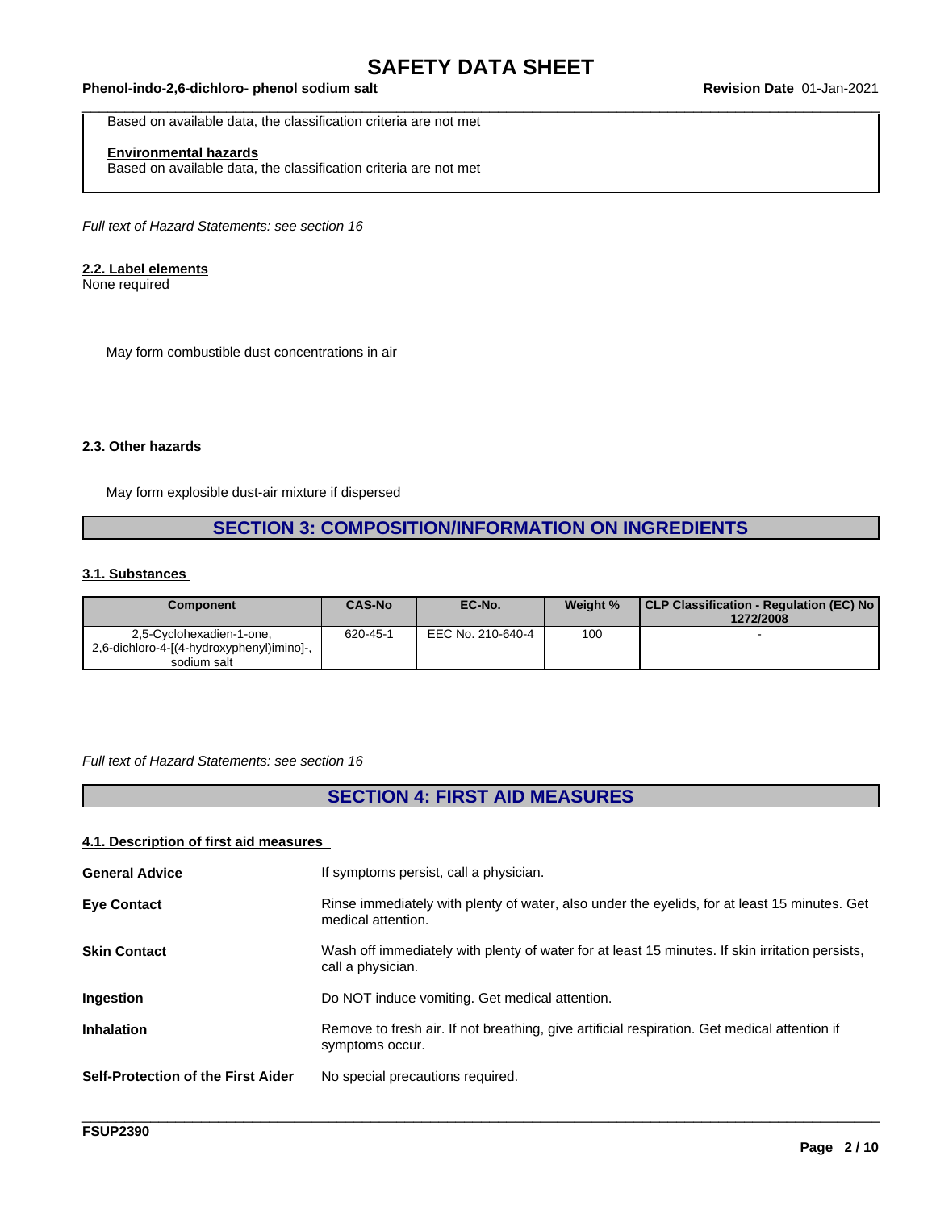Based on available data, the classification criteria are not met

**Environmental hazards**
Based on available data, the classification criteria are not met

*Full text of Hazard Statements: see section 16*

### 2.2. Label elements

None required

May form combustible dust concentrations in air

### 2.3. Other hazards

May form explosible dust-air mixture if dispersed

## SECTION 3: COMPOSITION/INFORMATION ON INGREDIENTS

### 3.1. Substances

| Component | CAS-No | EC-No. | Weight % | CLP Classification - Regulation (EC) No 1272/2008 |
|---|---|---|---|---|
| 2,5-Cyclohexadien-1-one, 2,6-dichloro-4-[(4-hydroxyphenyl)imino]-, sodium salt | 620-45-1 | EEC No. 210-640-4 | 100 | - |

*Full text of Hazard Statements: see section 16*

## SECTION 4: FIRST AID MEASURES

### 4.1. Description of first aid measures

**General Advice** If symptoms persist, call a physician.

**Eye Contact** Rinse immediately with plenty of water, also under the eyelids, for at least 15 minutes. Get medical attention.

**Skin Contact** Wash off immediately with plenty of water for at least 15 minutes. If skin irritation persists, call a physician.

**Ingestion** Do NOT induce vomiting. Get medical attention.

**Inhalation** Remove to fresh air. If not breathing, give artificial respiration. Get medical attention if symptoms occur.

**Self-Protection of the First Aider** No special precautions required.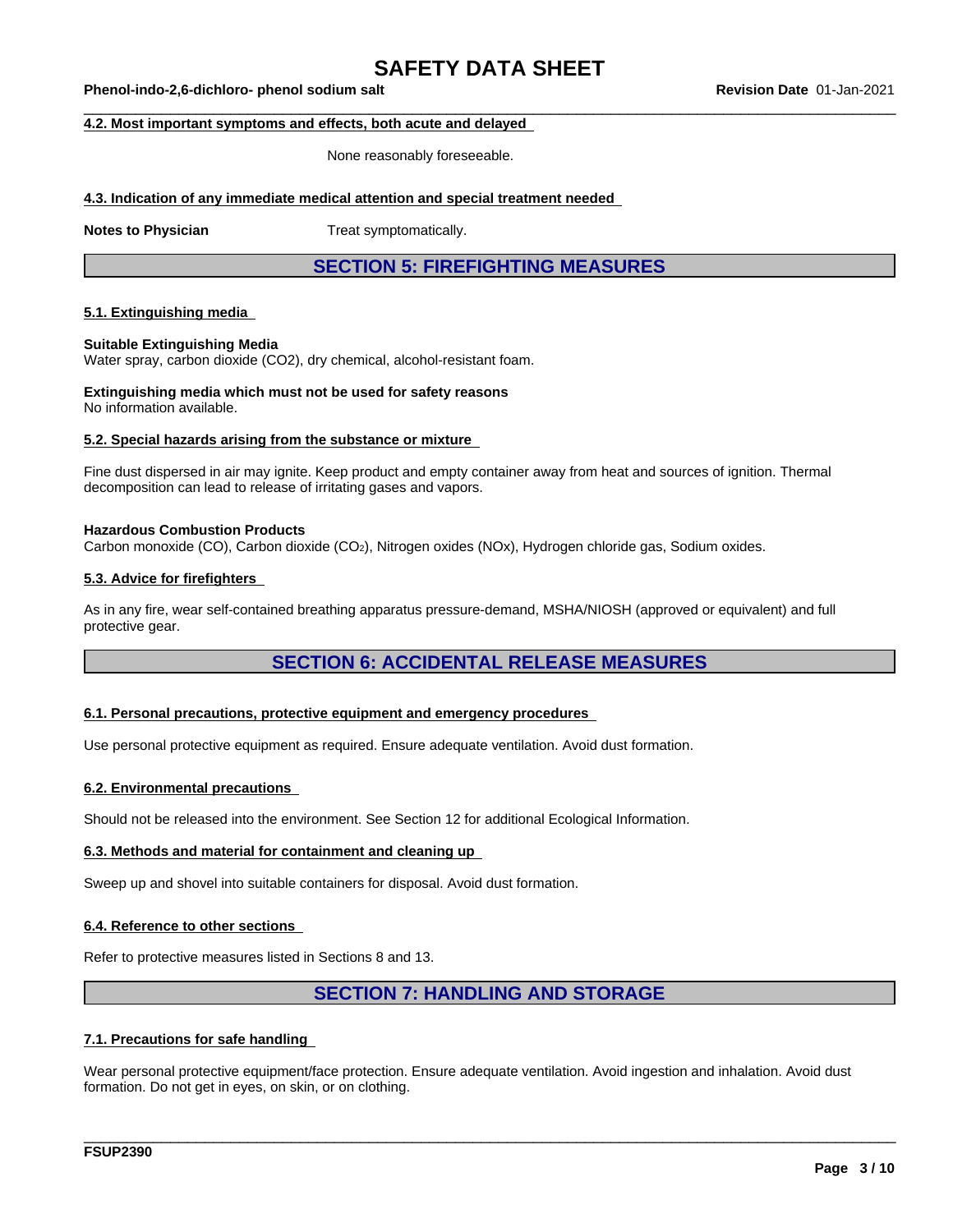#### 4.2. Most important symptoms and effects, both acute and delayed

None reasonably foreseeable.

#### 4.3. Indication of any immediate medical attention and special treatment needed

**Notes to Physician** Treat symptomatically.

## SECTION 5: FIREFIGHTING MEASURES

#### 5.1. Extinguishing media

**Suitable Extinguishing Media**
Water spray, carbon dioxide (CO2), dry chemical, alcohol-resistant foam.

**Extinguishing media which must not be used for safety reasons**
No information available.

#### 5.2. Special hazards arising from the substance or mixture

Fine dust dispersed in air may ignite. Keep product and empty container away from heat and sources of ignition. Thermal decomposition can lead to release of irritating gases and vapors.

**Hazardous Combustion Products**
Carbon monoxide (CO), Carbon dioxide ($CO_2$), Nitrogen oxides (NOx), Hydrogen chloride gas, Sodium oxides.

#### 5.3. Advice for firefighters

As in any fire, wear self-contained breathing apparatus pressure-demand, MSHA/NIOSH (approved or equivalent) and full protective gear.

## SECTION 6: ACCIDENTAL RELEASE MEASURES

#### 6.1. Personal precautions, protective equipment and emergency procedures

Use personal protective equipment as required. Ensure adequate ventilation. Avoid dust formation.

#### 6.2. Environmental precautions

Should not be released into the environment. See Section 12 for additional Ecological Information.

#### 6.3. Methods and material for containment and cleaning up

Sweep up and shovel into suitable containers for disposal. Avoid dust formation.

#### 6.4. Reference to other sections

Refer to protective measures listed in Sections 8 and 13.

## SECTION 7: HANDLING AND STORAGE

#### 7.1. Precautions for safe handling

Wear personal protective equipment/face protection. Ensure adequate ventilation. Avoid ingestion and inhalation. Avoid dust formation. Do not get in eyes, on skin, or on clothing.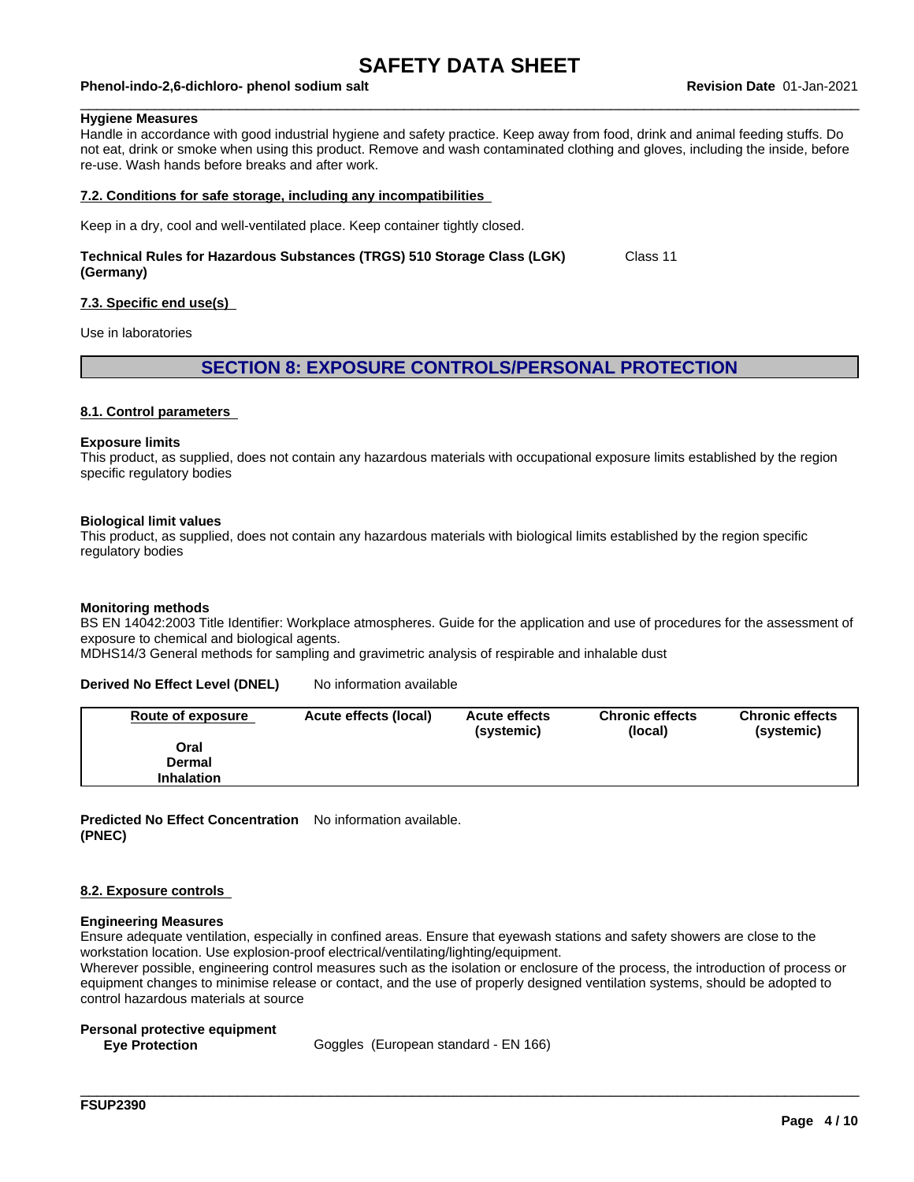**Hygiene Measures**
Handle in accordance with good industrial hygiene and safety practice. Keep away from food, drink and animal feeding stuffs. Do not eat, drink or smoke when using this product. Remove and wash contaminated clothing and gloves, including the inside, before re-use. Wash hands before breaks and after work.

### 7.2. Conditions for safe storage, including any incompatibilities

Keep in a dry, cool and well-ventilated place. Keep container tightly closed.

**Technical Rules for Hazardous Substances (TRGS) 510 Storage Class (LGK) (Germany)** Class 11

### 7.3. Specific end use(s)

Use in laboratories

## SECTION 8: EXPOSURE CONTROLS/PERSONAL PROTECTION

### 8.1. Control parameters

**Exposure limits**
This product, as supplied, does not contain any hazardous materials with occupational exposure limits established by the region specific regulatory bodies

**Biological limit values**
This product, as supplied, does not contain any hazardous materials with biological limits established by the region specific regulatory bodies

**Monitoring methods**
BS EN 14042:2003 Title Identifier: Workplace atmospheres. Guide for the application and use of procedures for the assessment of exposure to chemical and biological agents.
MDHS14/3 General methods for sampling and gravimetric analysis of respirable and inhalable dust

**Derived No Effect Level (DNEL)** No information available

| Route of exposure | Acute effects (local) | Acute effects (systemic) | Chronic effects (local) | Chronic effects (systemic) |
|---|---|---|---|---|
| Oral | | | | |
| Dermal | | | | |
| Inhalation | | | | |

**Predicted No Effect Concentration (PNEC)** No information available.

### 8.2. Exposure controls

**Engineering Measures**
Ensure adequate ventilation, especially in confined areas. Ensure that eyewash stations and safety showers are close to the workstation location. Use explosion-proof electrical/ventilating/lighting/equipment.
Wherever possible, engineering control measures such as the isolation or enclosure of the process, the introduction of process or equipment changes to minimise release or contact, and the use of properly designed ventilation systems, should be adopted to control hazardous materials at source

**Personal protective equipment**

**Eye Protection** Goggles (European standard - EN 166)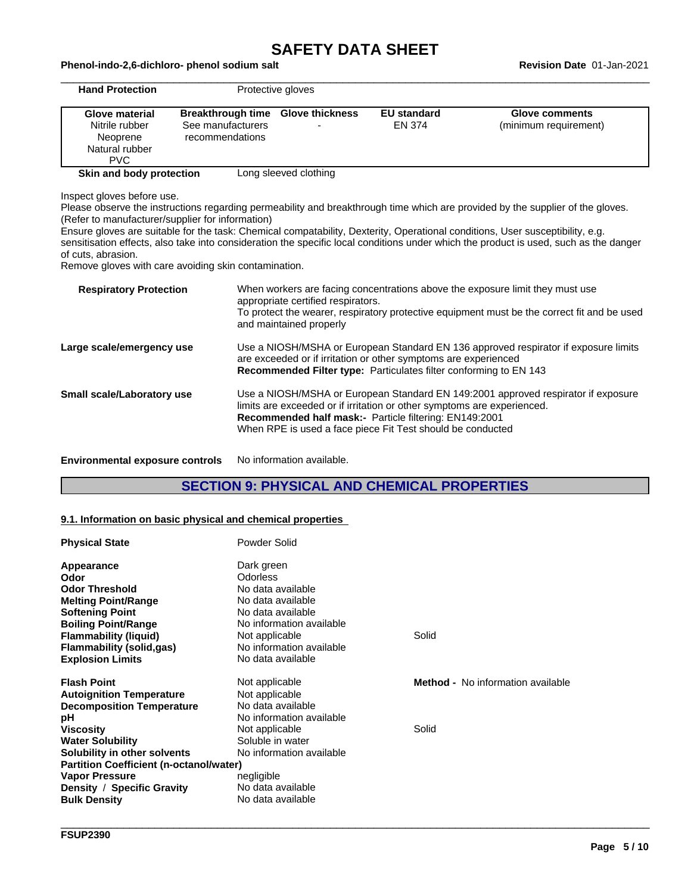| **Hand Protection** | Protective gloves |
|---|---|

| Glove material | Breakthrough time | Glove thickness | EU standard | Glove comments |
|---|---|---|---|---|
| Nitrile rubber<br>Neoprene<br>Natural rubber<br>PVC | See manufacturers recommendations | - | EN 374 | (minimum requirement) |

| **Skin and body protection** | Long sleeved clothing |
|---|---|

Inspect gloves before use.
Please observe the instructions regarding permeability and breakthrough time which are provided by the supplier of the gloves. (Refer to manufacturer/supplier for information)
Ensure gloves are suitable for the task: Chemical compatability, Dexterity, Operational conditions, User susceptibility, e.g. sensitisation effects, also take into consideration the specific local conditions under which the product is used, such as the danger of cuts, abrasion.
Remove gloves with care avoiding skin contamination.

**Respiratory Protection** When workers are facing concentrations above the exposure limit they must use appropriate certified respirators.
To protect the wearer, respiratory protective equipment must be the correct fit and be used and maintained properly

**Large scale/emergency use** Use a NIOSH/MSHA or European Standard EN 136 approved respirator if exposure limits are exceeded or if irritation or other symptoms are experienced
**Recommended Filter type:** Particulates filter conforming to EN 143

**Small scale/Laboratory use** Use a NIOSH/MSHA or European Standard EN 149:2001 approved respirator if exposure limits are exceeded or if irritation or other symptoms are experienced.
**Recommended half mask:-** Particle filtering: EN149:2001
When RPE is used a face piece Fit Test should be conducted

**Environmental exposure controls** No information available.

## SECTION 9: PHYSICAL AND CHEMICAL PROPERTIES

### 9.1. Information on basic physical and chemical properties

| | | |
|---|---|---|
| **Physical State** | Powder Solid | |
| **Appearance** | Dark green | |
| **Odor** | Odorless | |
| **Odor Threshold** | No data available | |
| **Melting Point/Range** | No data available | |
| **Softening Point** | No data available | |
| **Boiling Point/Range** | No information available | |
| **Flammability (liquid)** | Not applicable | Solid |
| **Flammability (solid,gas)** | No information available | |
| **Explosion Limits** | No data available | |
| **Flash Point** | Not applicable | **Method -** No information available |
| **Autoignition Temperature** | Not applicable | |
| **Decomposition Temperature** | No data available | |
| **pH** | No information available | |
| **Viscosity** | Not applicable | Solid |
| **Water Solubility** | Soluble in water | |
| **Solubility in other solvents** | No information available | |
| **Partition Coefficient (n-octanol/water)** | | |
| **Vapor Pressure** | negligible | |
| **Density / Specific Gravity** | No data available | |
| **Bulk Density** | No data available | |

FSUP2390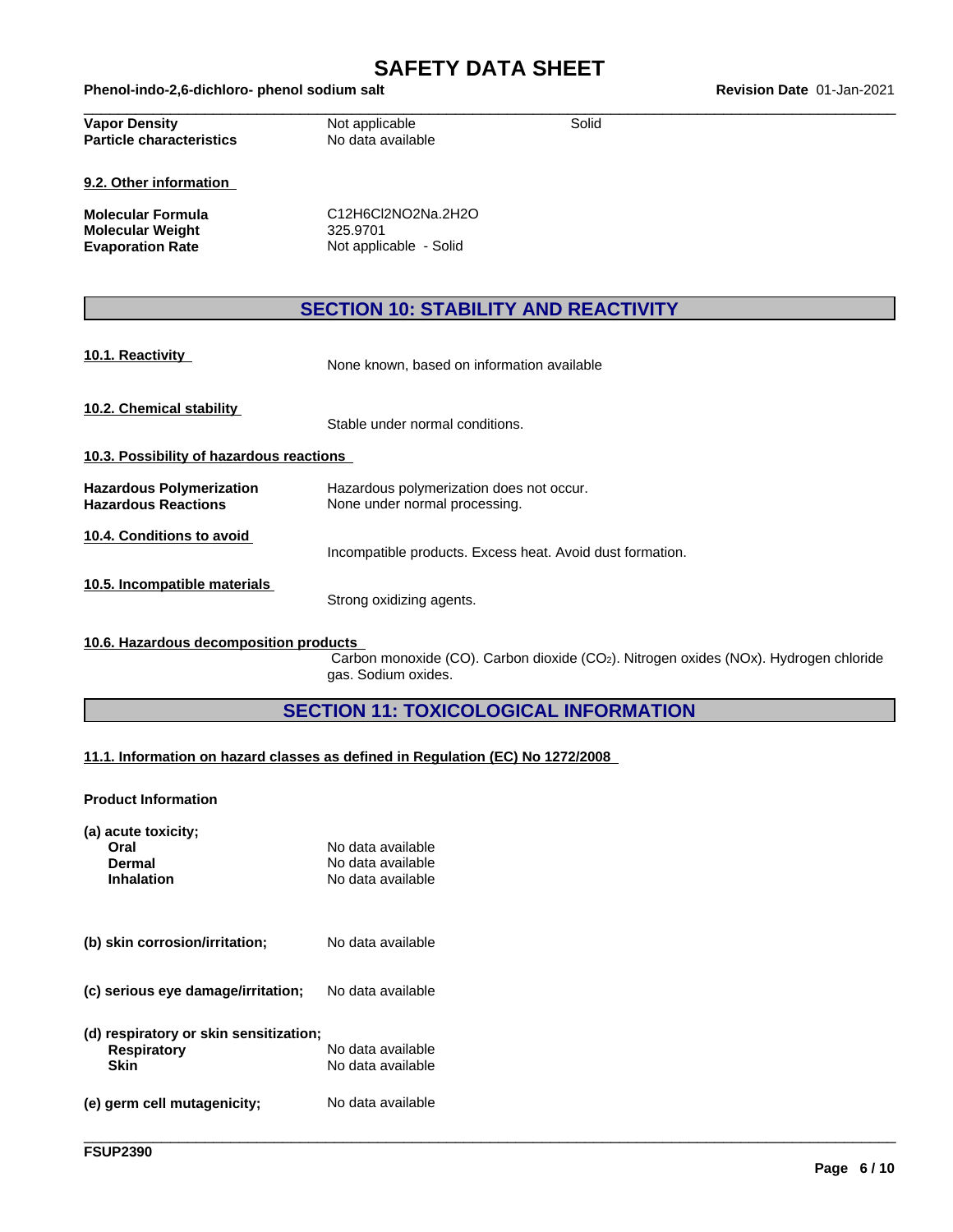| | | |
|---|---|---|
| **Vapor Density** | Not applicable | Solid |
| **Particle characteristics** | No data available | |

**9.2. Other information**

| | |
|---|---|
| **Molecular Formula** | C12H6Cl2NO2Na.2H2O |
| **Molecular Weight** | 325.9701 |
| **Evaporation Rate** | Not applicable - Solid |

## SECTION 10: STABILITY AND REACTIVITY

**10.1. Reactivity**

None known, based on information available

**10.2. Chemical stability**

Stable under normal conditions.

**10.3. Possibility of hazardous reactions**

| | |
|---|---|
| **Hazardous Polymerization** | Hazardous polymerization does not occur. |
| **Hazardous Reactions** | None under normal processing. |

**10.4. Conditions to avoid**

Incompatible products. Excess heat. Avoid dust formation.

**10.5. Incompatible materials**

Strong oxidizing agents.

**10.6. Hazardous decomposition products**

Carbon monoxide (CO). Carbon dioxide ($CO_2$). Nitrogen oxides (NOx). Hydrogen chloride gas. Sodium oxides.

## SECTION 11: TOXICOLOGICAL INFORMATION

**11.1. Information on hazard classes as defined in Regulation (EC) No 1272/2008**

**Product Information**

**(a) acute toxicity;**

| | |
|---|---|
| **Oral** | No data available |
| **Dermal** | No data available |
| **Inhalation** | No data available |

**(b) skin corrosion/irritation;** No data available

**(c) serious eye damage/irritation;** No data available

**(d) respiratory or skin sensitization;**

| | |
|---|---|
| **Respiratory** | No data available |
| **Skin** | No data available |

**(e) germ cell mutagenicity;** No data available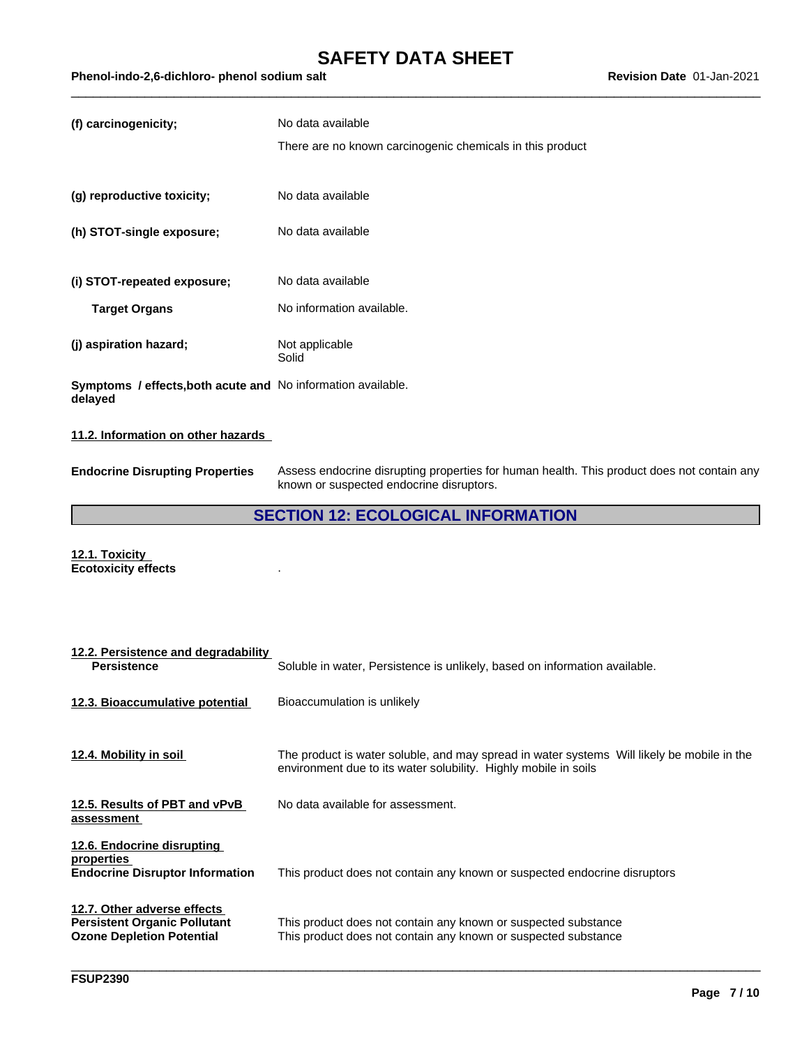**(f) carcinogenicity;** No data available

There are no known carcinogenic chemicals in this product

**(g) reproductive toxicity;** No data available

**(h) STOT-single exposure;** No data available

**(i) STOT-repeated exposure;** No data available

**Target Organs** No information available.

**(j) aspiration hazard;** Not applicable
Solid

**Symptoms / effects,both acute and delayed** No information available.

**11.2. Information on other hazards**

**Endocrine Disrupting Properties** Assess endocrine disrupting properties for human health. This product does not contain any known or suspected endocrine disruptors.

## SECTION 12: ECOLOGICAL INFORMATION

**12.1. Toxicity**
**Ecotoxicity effects** .

**12.2. Persistence and degradability**
**Persistence** Soluble in water, Persistence is unlikely, based on information available.

**12.3. Bioaccumulative potential** Bioaccumulation is unlikely

**12.4. Mobility in soil** The product is water soluble, and may spread in water systems Will likely be mobile in the environment due to its water solubility. Highly mobile in soils

**12.5. Results of PBT and vPvB assessment** No data available for assessment.

**12.6. Endocrine disrupting properties**
**Endocrine Disruptor Information** This product does not contain any known or suspected endocrine disruptors

**12.7. Other adverse effects**
**Persistent Organic Pollutant** This product does not contain any known or suspected substance
**Ozone Depletion Potential** This product does not contain any known or suspected substance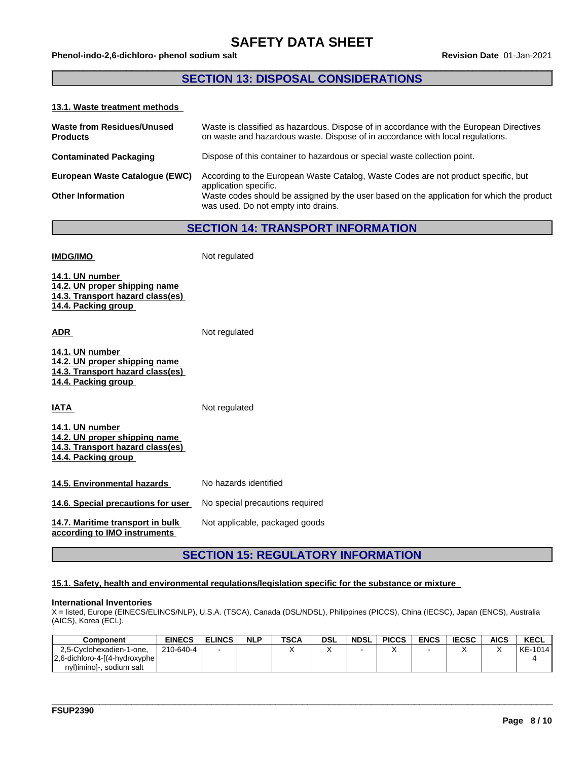## SECTION 13: DISPOSAL CONSIDERATIONS

### 13.1. Waste treatment methods

**Waste from Residues/Unused Products** Waste is classified as hazardous. Dispose of in accordance with the European Directives on waste and hazardous waste. Dispose of in accordance with local regulations.

**Contaminated Packaging** Dispose of this container to hazardous or special waste collection point.

**European Waste Catalogue (EWC)** According to the European Waste Catalog, Waste Codes are not product specific, but application specific.

**Other Information** Waste codes should be assigned by the user based on the application for which the product was used. Do not empty into drains.

## SECTION 14: TRANSPORT INFORMATION

**IMDG/IMO** Not regulated

**14.1. UN number**
**14.2. UN proper shipping name**
**14.3. Transport hazard class(es)**
**14.4. Packing group**

**ADR** Not regulated

**14.1. UN number**
**14.2. UN proper shipping name**
**14.3. Transport hazard class(es)**
**14.4. Packing group**

**IATA** Not regulated

**14.1. UN number**
**14.2. UN proper shipping name**
**14.3. Transport hazard class(es)**
**14.4. Packing group**

**14.5. Environmental hazards** No hazards identified

**14.6. Special precautions for user** No special precautions required

**14.7. Maritime transport in bulk according to IMO instruments** Not applicable, packaged goods

## SECTION 15: REGULATORY INFORMATION

### 15.1. Safety, health and environmental regulations/legislation specific for the substance or mixture

**International Inventories**
X = listed, Europe (EINECS/ELINCS/NLP), U.S.A. (TSCA), Canada (DSL/NDSL), Philippines (PICCS), China (IECSC), Japan (ENCS), Australia (AICS), Korea (ECL).

| Component | EINECS | ELINCS | NLP | TSCA | DSL | NDSL | PICCS | ENCS | IECSC | AICS | KECL |
|---|---|---|---|---|---|---|---|---|---|---|---|
| 2,5-Cyclohexadien-1-one, 2,6-dichloro-4-[(4-hydroxyphenyl)imino]-, sodium salt | 210-640-4 | - | | X | X | - | X | - | X | X | KE-10144 |

FSUP2390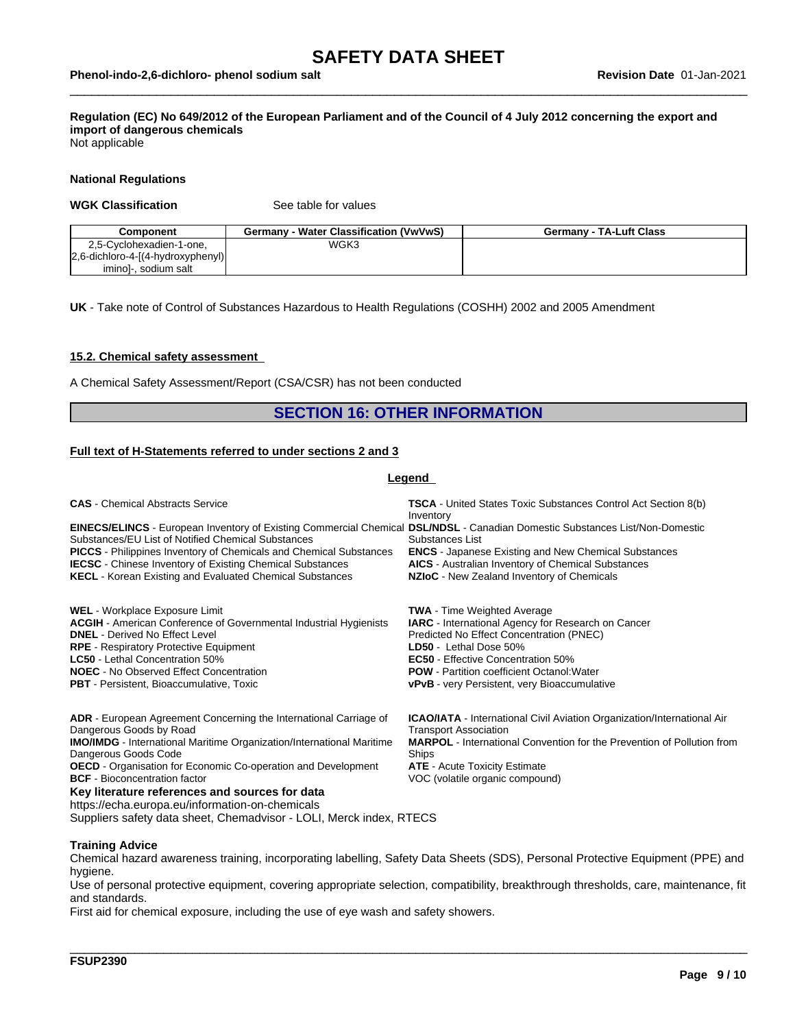**Regulation (EC) No 649/2012 of the European Parliament and of the Council of 4 July 2012 concerning the export and import of dangerous chemicals**
Not applicable

**National Regulations**

**WGK Classification** See table for values

| Component | Germany - Water Classification (VwVwS) | Germany - TA-Luft Class |
|---|---|---|
| 2,5-Cyclohexadien-1-one, 2,6-dichloro-4-[(4-hydroxyphenyl) imino]-, sodium salt | WGK3 | |

**UK** - Take note of Control of Substances Hazardous to Health Regulations (COSHH) 2002 and 2005 Amendment

**15.2. Chemical safety assessment**

A Chemical Safety Assessment/Report (CSA/CSR) has not been conducted

## SECTION 16: OTHER INFORMATION

**Full text of H-Statements referred to under sections 2 and 3**

**Legend**

**CAS** - Chemical Abstracts Service
**TSCA** - United States Toxic Substances Control Act Section 8(b) Inventory
**EINECS/ELINCS** - European Inventory of Existing Commercial Chemical Substances/EU List of Notified Chemical Substances
**DSL/NDSL** - Canadian Domestic Substances List/Non-Domestic Substances List
**PICCS** - Philippines Inventory of Chemicals and Chemical Substances
**ENCS** - Japanese Existing and New Chemical Substances
**IECSC** - Chinese Inventory of Existing Chemical Substances
**AICS** - Australian Inventory of Chemical Substances
**KECL** - Korean Existing and Evaluated Chemical Substances
**NZIoC** - New Zealand Inventory of Chemicals

**WEL** - Workplace Exposure Limit
**TWA** - Time Weighted Average
**ACGIH** - American Conference of Governmental Industrial Hygienists
**IARC** - International Agency for Research on Cancer
**DNEL** - Derived No Effect Level
Predicted No Effect Concentration (PNEC)
**RPE** - Respiratory Protective Equipment
**LD50** - Lethal Dose 50%
**LC50** - Lethal Concentration 50%
**EC50** - Effective Concentration 50%
**NOEC** - No Observed Effect Concentration
**POW** - Partition coefficient Octanol:Water
**PBT** - Persistent, Bioaccumulative, Toxic
**vPvB** - very Persistent, very Bioaccumulative

**ADR** - European Agreement Concerning the International Carriage of Dangerous Goods by Road
**ICAO/IATA** - International Civil Aviation Organization/International Air Transport Association
**IMO/IMDG** - International Maritime Organization/International Maritime Dangerous Goods Code
**MARPOL** - International Convention for the Prevention of Pollution from Ships
**OECD** - Organisation for Economic Co-operation and Development
**ATE** - Acute Toxicity Estimate
**BCF** - Bioconcentration factor
VOC (volatile organic compound)

**Key literature references and sources for data**
https://echa.europa.eu/information-on-chemicals
Suppliers safety data sheet, Chemadvisor - LOLI, Merck index, RTECS

**Training Advice**
Chemical hazard awareness training, incorporating labelling, Safety Data Sheets (SDS), Personal Protective Equipment (PPE) and hygiene.
Use of personal protective equipment, covering appropriate selection, compatibility, breakthrough thresholds, care, maintenance, fit and standards.
First aid for chemical exposure, including the use of eye wash and safety showers.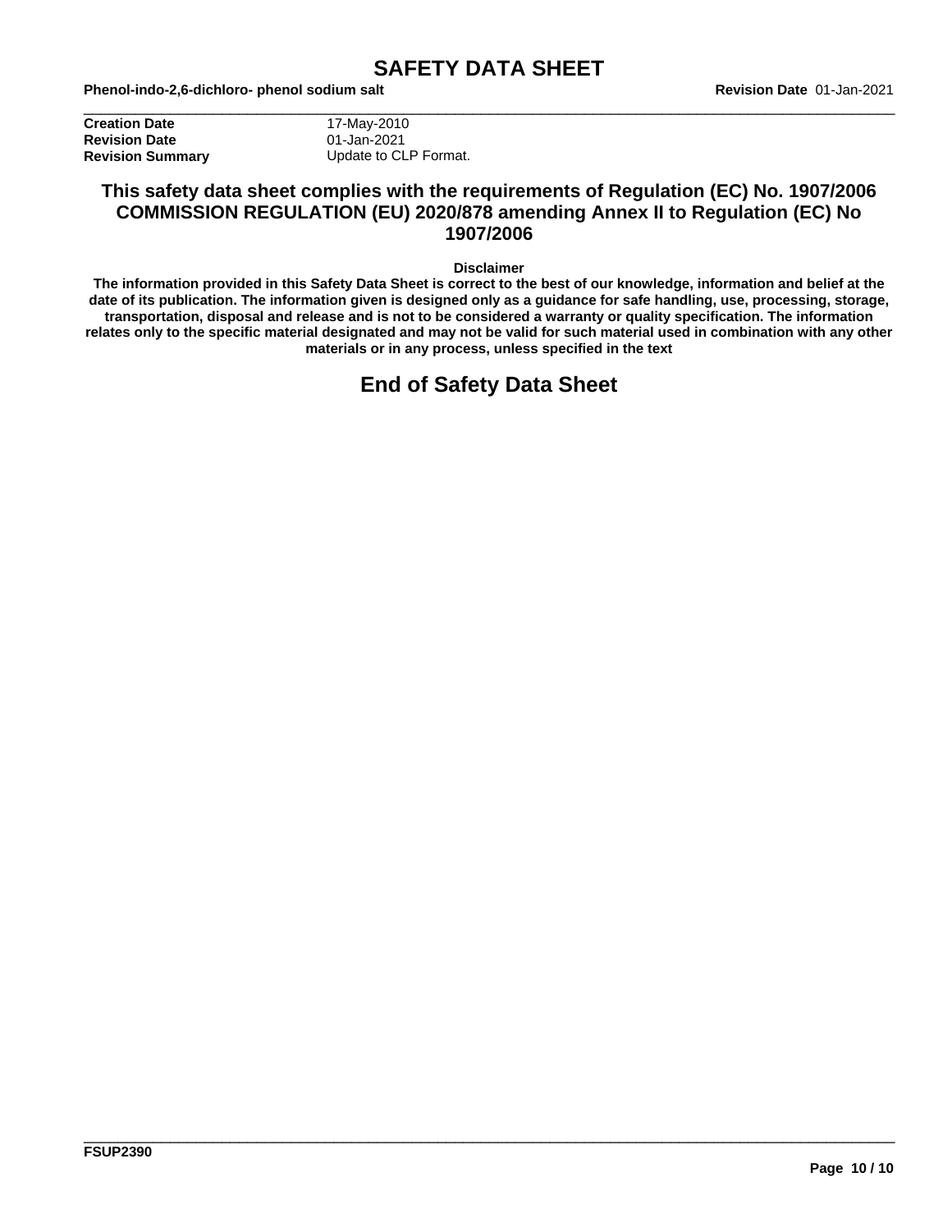| | |
|---|---|
| **Creation Date** | 17-May-2010 |
| **Revision Date** | 01-Jan-2021 |
| **Revision Summary** | Update to CLP Format. |

**This safety data sheet complies with the requirements of Regulation (EC) No. 1907/2006 COMMISSION REGULATION (EU) 2020/878 amending Annex II to Regulation (EC) No 1907/2006**

**Disclaimer**

**The information provided in this Safety Data Sheet is correct to the best of our knowledge, information and belief at the date of its publication. The information given is designed only as a guidance for safe handling, use, processing, storage, transportation, disposal and release and is not to be considered a warranty or quality specification. The information relates only to the specific material designated and may not be valid for such material used in combination with any other materials or in any process, unless specified in the text**

## End of Safety Data Sheet